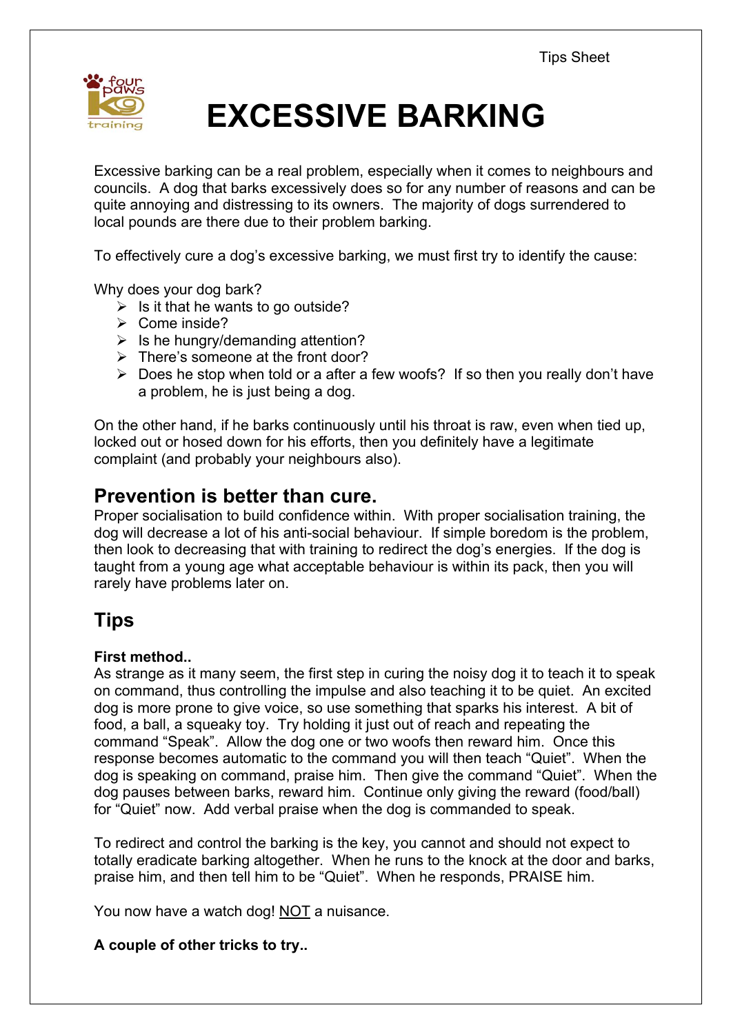Tips Sheet

# EXCESSIVE BARKING

Excessive barking can be a real problem, especially when it comes to neighbours and councils. A dog that barks excessively does so for any number of reasons and can be quite annoying and distressing to its owners. The majority of dogs surrendered to local pounds are there due to their problem barking.

To effectively cure a dog's excessive barking, we must first try to identify the cause:

Why does your dog bark?

- Is it that he wants to go outside?
- Come inside?
- Is he hungry/demanding attention?
- There's someone at the front door?
- Does he stop when told or a after a few woofs? If so then you really don't have a problem, he is just being a dog.

On the other hand, if he barks continuously until his throat is raw, even when tied up, locked out or hosed down for his efforts, then you definitely have a legitimate complaint (and probably your neighbours also).

## Prevention is better than cure.

Proper socialisation to build confidence within. With proper socialisation training, the dog will decrease a lot of his anti-social behaviour. If simple boredom is the problem, then look to decreasing that with training to redirect the dog's energies. If the dog is taught from a young age what acceptable behaviour is within its pack, then you will rarely have problems later on.

## Tips

**First method..**

As strange as it many seem, the first step in curing the noisy dog it to teach it to speak on command, thus controlling the impulse and also teaching it to be quiet. An excited dog is more prone to give voice, so use something that sparks his interest. A bit of food, a ball, a squeaky toy. Try holding it just out of reach and repeating the command "Speak". Allow the dog one or two woofs then reward him. Once this response becomes automatic to the command you will then teach "Quiet". When the dog is speaking on command, praise him. Then give the command "Quiet". When the dog pauses between barks, reward him. Continue only giving the reward (food/ball) for "Quiet" now. Add verbal praise when the dog is commanded to speak.

To redirect and control the barking is the key, you cannot and should not expect to totally eradicate barking altogether. When he runs to the knock at the door and barks, praise him, and then tell him to be "Quiet". When he responds, PRAISE him.

You now have a watch dog! <u>NOT</u> a nuisance.

**A couple of other tricks to try..**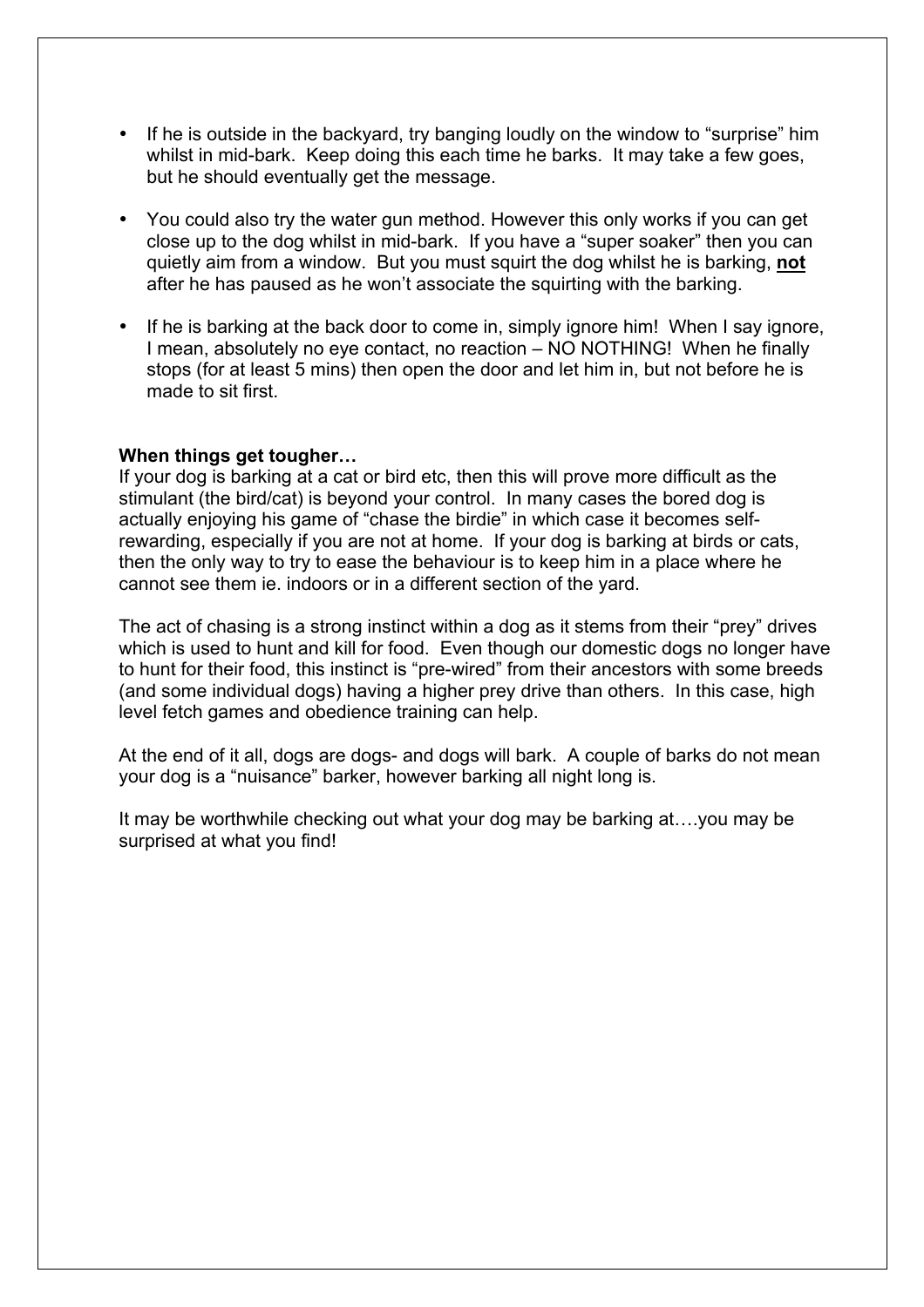- If he is outside in the backyard, try banging loudly on the window to "surprise" him whilst in mid-bark. Keep doing this each time he barks. It may take a few goes, but he should eventually get the message.
- You could also try the water gun method. However this only works if you can get close up to the dog whilst in mid-bark. If you have a "super soaker" then you can quietly aim from a window. But you must squirt the dog whilst he is barking, **<u>not</u>** after he has paused as he won't associate the squirting with the barking.
- If he is barking at the back door to come in, simply ignore him! When I say ignore, I mean, absolutely no eye contact, no reaction – NO NOTHING! When he finally stops (for at least 5 mins) then open the door and let him in, but not before he is made to sit first.

**When things get tougher…**

If your dog is barking at a cat or bird etc, then this will prove more difficult as the stimulant (the bird/cat) is beyond your control. In many cases the bored dog is actually enjoying his game of "chase the birdie" in which case it becomes self-rewarding, especially if you are not at home. If your dog is barking at birds or cats, then the only way to try to ease the behaviour is to keep him in a place where he cannot see them ie. indoors or in a different section of the yard.

The act of chasing is a strong instinct within a dog as it stems from their "prey" drives which is used to hunt and kill for food. Even though our domestic dogs no longer have to hunt for their food, this instinct is "pre-wired" from their ancestors with some breeds (and some individual dogs) having a higher prey drive than others. In this case, high level fetch games and obedience training can help.

At the end of it all, dogs are dogs- and dogs will bark. A couple of barks do not mean your dog is a "nuisance" barker, however barking all night long is.

It may be worthwhile checking out what your dog may be barking at….you may be surprised at what you find!